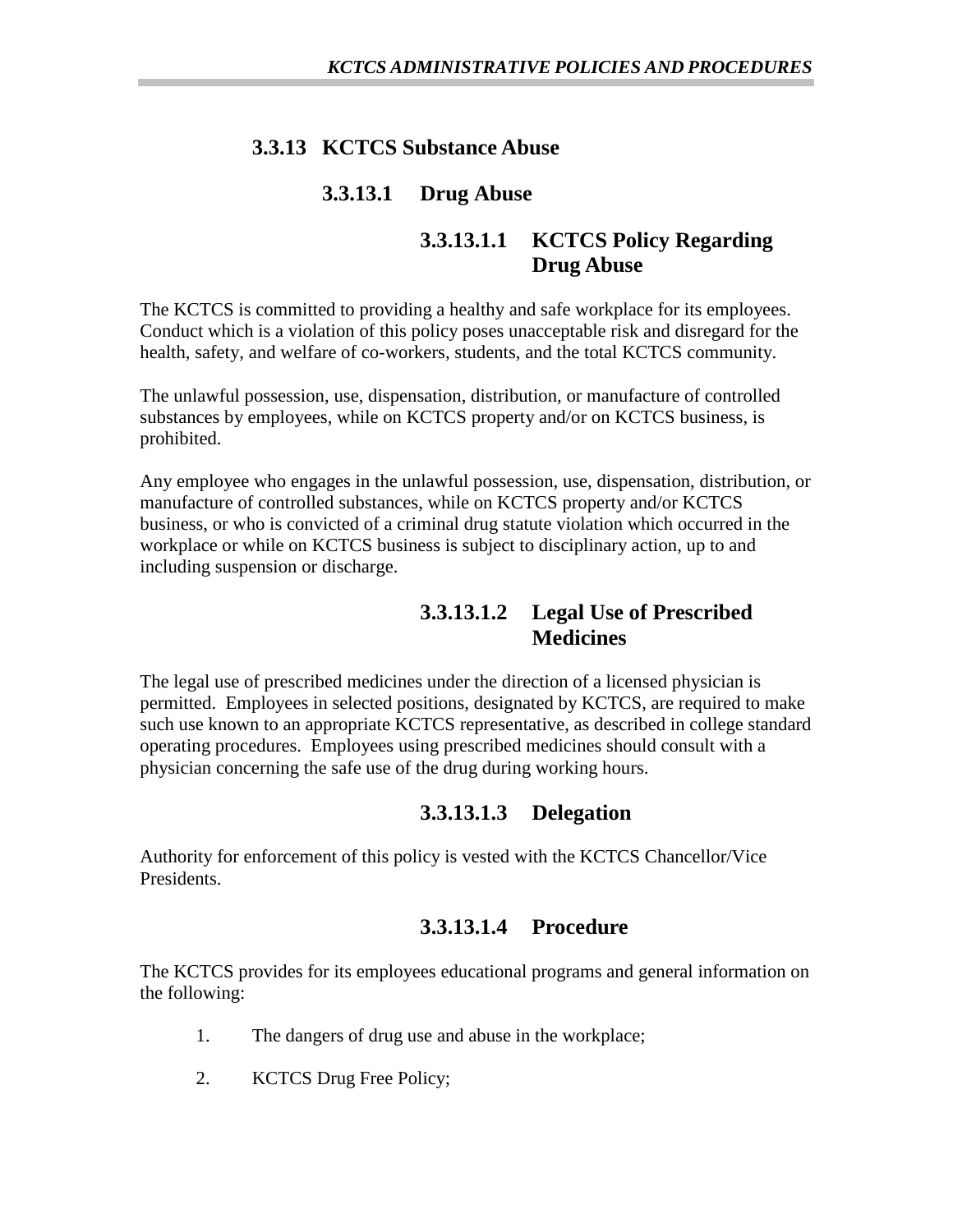## 3.3.13 KCTCS Substance Abuse

### 3.3.13.1 Drug Abuse

#### 3.3.13.1.1 KCTCS Policy Regarding Drug Abuse

The KCTCS is committed to providing a healthy and safe workplace for its employees. Conduct which is a violation of this policy poses unacceptable risk and disregard for the health, safety, and welfare of co-workers, students, and the total KCTCS community.

The unlawful possession, use, dispensation, distribution, or manufacture of controlled substances by employees, while on KCTCS property and/or on KCTCS business, is prohibited.

Any employee who engages in the unlawful possession, use, dispensation, distribution, or manufacture of controlled substances, while on KCTCS property and/or KCTCS business, or who is convicted of a criminal drug statute violation which occurred in the workplace or while on KCTCS business is subject to disciplinary action, up to and including suspension or discharge.

#### 3.3.13.1.2 Legal Use of Prescribed Medicines

The legal use of prescribed medicines under the direction of a licensed physician is permitted. Employees in selected positions, designated by KCTCS, are required to make such use known to an appropriate KCTCS representative, as described in college standard operating procedures. Employees using prescribed medicines should consult with a physician concerning the safe use of the drug during working hours.

#### 3.3.13.1.3 Delegation

Authority for enforcement of this policy is vested with the KCTCS Chancellor/Vice Presidents.

#### 3.3.13.1.4 Procedure

The KCTCS provides for its employees educational programs and general information on the following:

1. The dangers of drug use and abuse in the workplace;
2. KCTCS Drug Free Policy;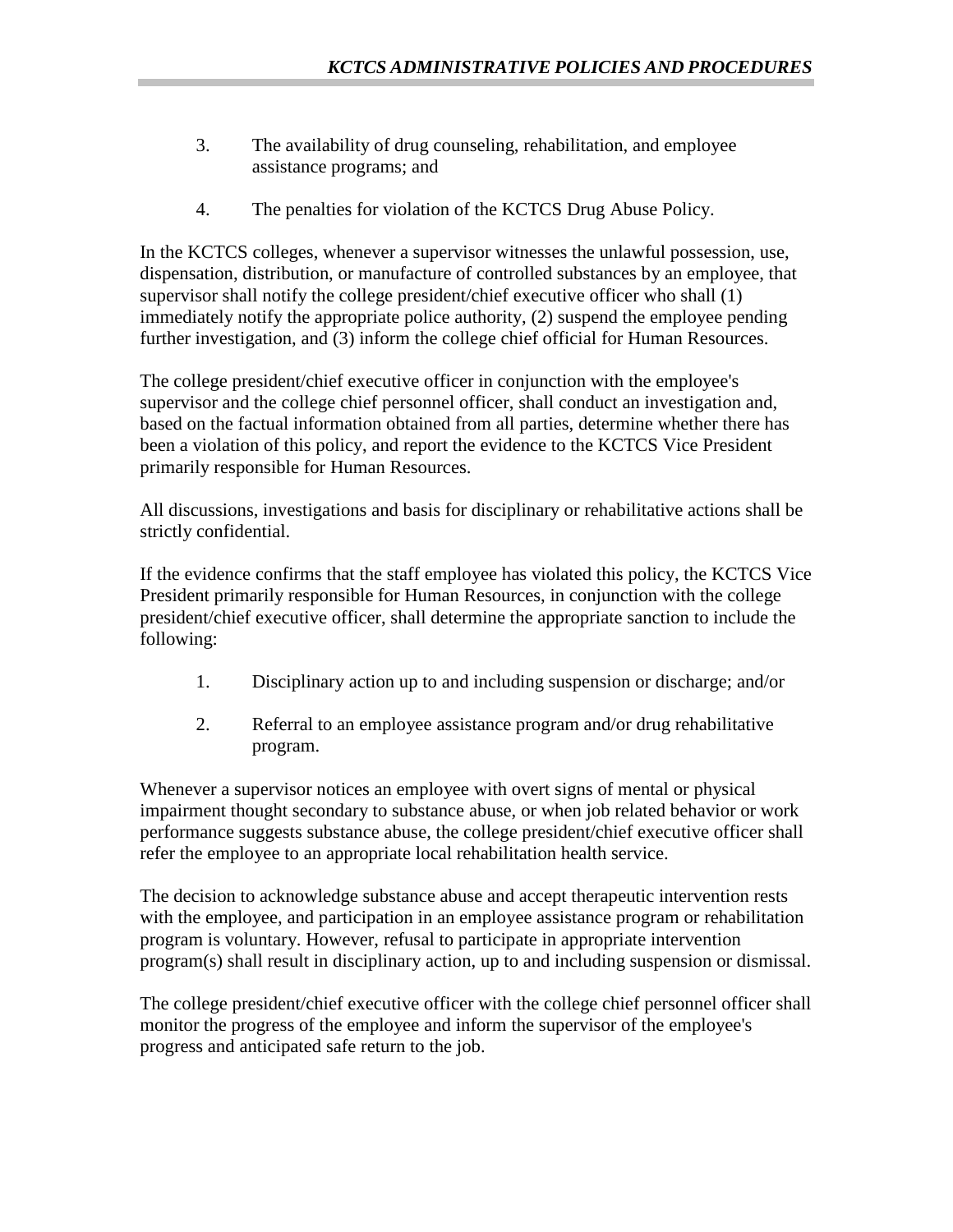3. The availability of drug counseling, rehabilitation, and employee assistance programs; and

4. The penalties for violation of the KCTCS Drug Abuse Policy.

In the KCTCS colleges, whenever a supervisor witnesses the unlawful possession, use, dispensation, distribution, or manufacture of controlled substances by an employee, that supervisor shall notify the college president/chief executive officer who shall (1) immediately notify the appropriate police authority, (2) suspend the employee pending further investigation, and (3) inform the college chief official for Human Resources.

The college president/chief executive officer in conjunction with the employee's supervisor and the college chief personnel officer, shall conduct an investigation and, based on the factual information obtained from all parties, determine whether there has been a violation of this policy, and report the evidence to the KCTCS Vice President primarily responsible for Human Resources.

All discussions, investigations and basis for disciplinary or rehabilitative actions shall be strictly confidential.

If the evidence confirms that the staff employee has violated this policy, the KCTCS Vice President primarily responsible for Human Resources, in conjunction with the college president/chief executive officer, shall determine the appropriate sanction to include the following:

1. Disciplinary action up to and including suspension or discharge; and/or

2. Referral to an employee assistance program and/or drug rehabilitative program.

Whenever a supervisor notices an employee with overt signs of mental or physical impairment thought secondary to substance abuse, or when job related behavior or work performance suggests substance abuse, the college president/chief executive officer shall refer the employee to an appropriate local rehabilitation health service.

The decision to acknowledge substance abuse and accept therapeutic intervention rests with the employee, and participation in an employee assistance program or rehabilitation program is voluntary. However, refusal to participate in appropriate intervention program(s) shall result in disciplinary action, up to and including suspension or dismissal.

The college president/chief executive officer with the college chief personnel officer shall monitor the progress of the employee and inform the supervisor of the employee's progress and anticipated safe return to the job.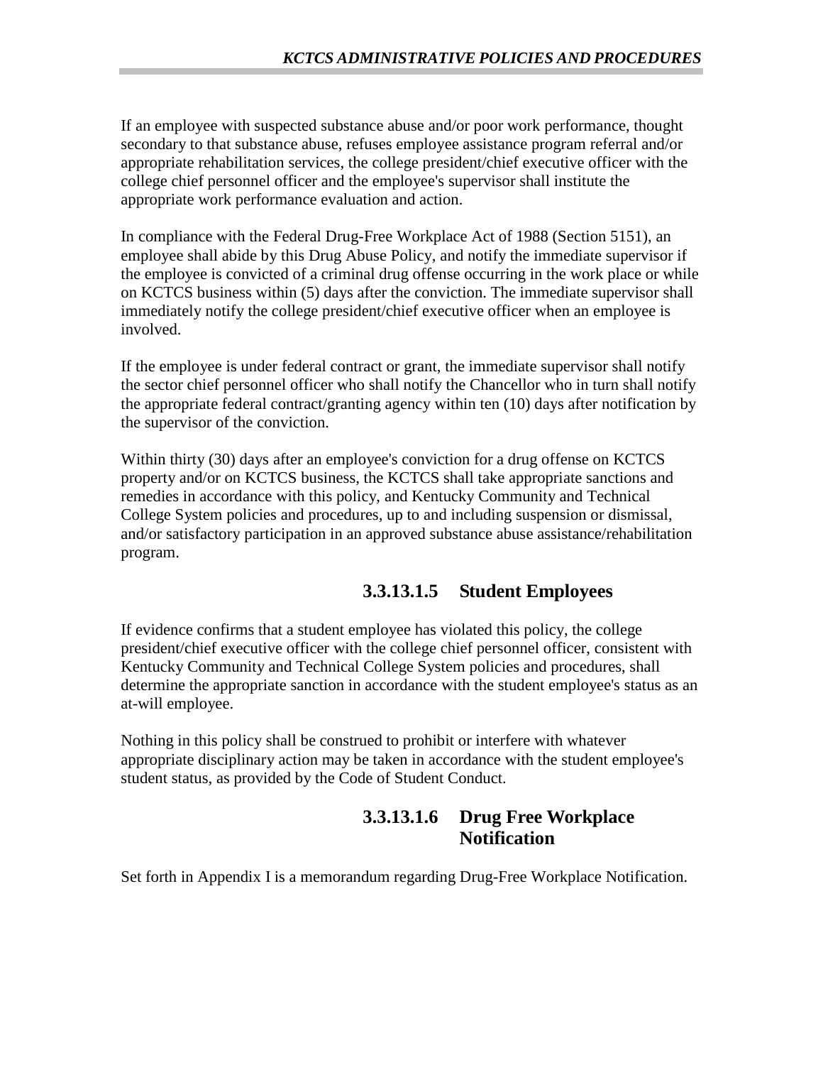If an employee with suspected substance abuse and/or poor work performance, thought secondary to that substance abuse, refuses employee assistance program referral and/or appropriate rehabilitation services, the college president/chief executive officer with the college chief personnel officer and the employee's supervisor shall institute the appropriate work performance evaluation and action.

In compliance with the Federal Drug-Free Workplace Act of 1988 (Section 5151), an employee shall abide by this Drug Abuse Policy, and notify the immediate supervisor if the employee is convicted of a criminal drug offense occurring in the work place or while on KCTCS business within (5) days after the conviction. The immediate supervisor shall immediately notify the college president/chief executive officer when an employee is involved.

If the employee is under federal contract or grant, the immediate supervisor shall notify the sector chief personnel officer who shall notify the Chancellor who in turn shall notify the appropriate federal contract/granting agency within ten (10) days after notification by the supervisor of the conviction.

Within thirty (30) days after an employee's conviction for a drug offense on KCTCS property and/or on KCTCS business, the KCTCS shall take appropriate sanctions and remedies in accordance with this policy, and Kentucky Community and Technical College System policies and procedures, up to and including suspension or dismissal, and/or satisfactory participation in an approved substance abuse assistance/rehabilitation program.

### 3.3.13.1.5 Student Employees

If evidence confirms that a student employee has violated this policy, the college president/chief executive officer with the college chief personnel officer, consistent with Kentucky Community and Technical College System policies and procedures, shall determine the appropriate sanction in accordance with the student employee's status as an at-will employee.

Nothing in this policy shall be construed to prohibit or interfere with whatever appropriate disciplinary action may be taken in accordance with the student employee's student status, as provided by the Code of Student Conduct.

### 3.3.13.1.6 Drug Free Workplace Notification

Set forth in Appendix I is a memorandum regarding Drug-Free Workplace Notification.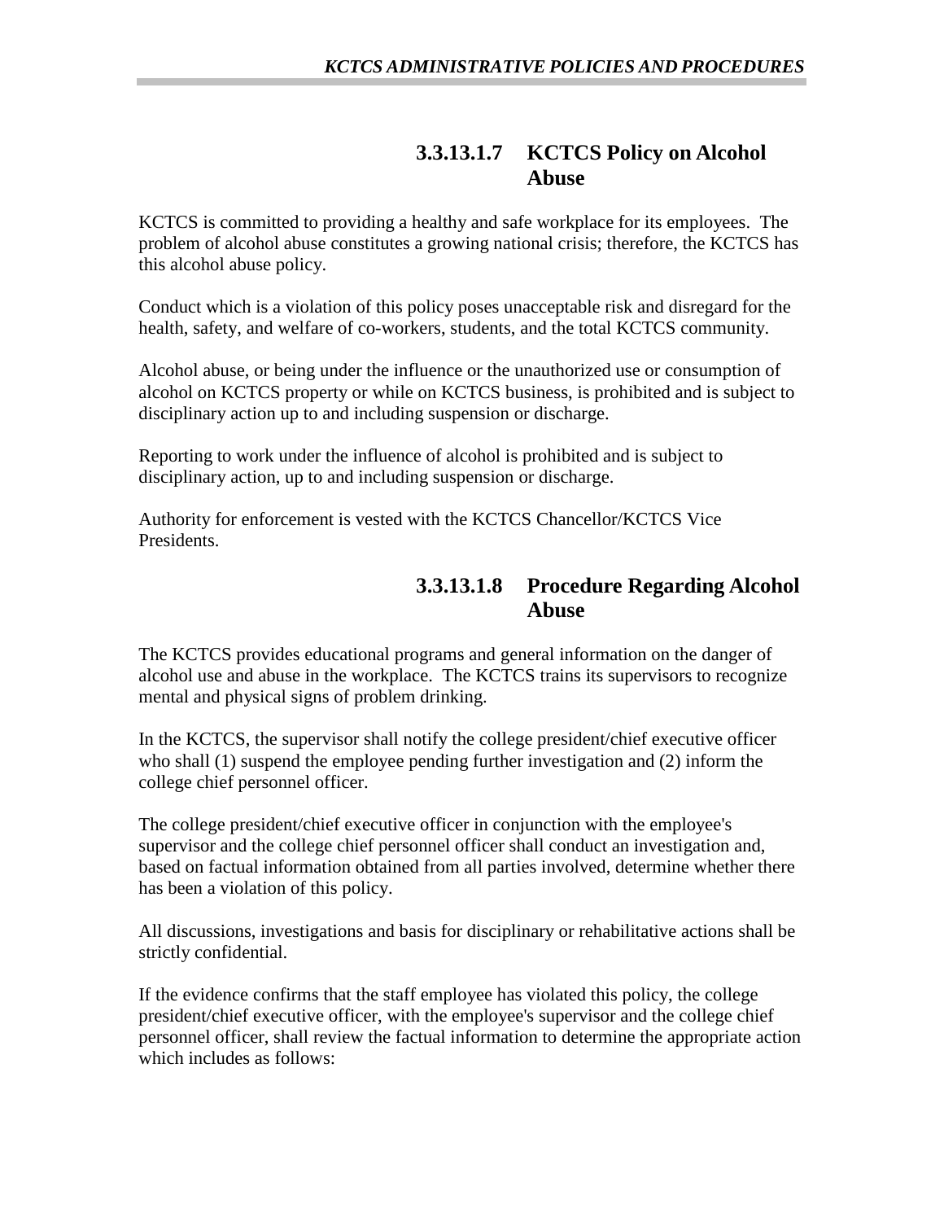### 3.3.13.1.7 KCTCS Policy on Alcohol Abuse

KCTCS is committed to providing a healthy and safe workplace for its employees. The problem of alcohol abuse constitutes a growing national crisis; therefore, the KCTCS has this alcohol abuse policy.

Conduct which is a violation of this policy poses unacceptable risk and disregard for the health, safety, and welfare of co-workers, students, and the total KCTCS community.

Alcohol abuse, or being under the influence or the unauthorized use or consumption of alcohol on KCTCS property or while on KCTCS business, is prohibited and is subject to disciplinary action up to and including suspension or discharge.

Reporting to work under the influence of alcohol is prohibited and is subject to disciplinary action, up to and including suspension or discharge.

Authority for enforcement is vested with the KCTCS Chancellor/KCTCS Vice Presidents.

### 3.3.13.1.8 Procedure Regarding Alcohol Abuse

The KCTCS provides educational programs and general information on the danger of alcohol use and abuse in the workplace. The KCTCS trains its supervisors to recognize mental and physical signs of problem drinking.

In the KCTCS, the supervisor shall notify the college president/chief executive officer who shall (1) suspend the employee pending further investigation and (2) inform the college chief personnel officer.

The college president/chief executive officer in conjunction with the employee's supervisor and the college chief personnel officer shall conduct an investigation and, based on factual information obtained from all parties involved, determine whether there has been a violation of this policy.

All discussions, investigations and basis for disciplinary or rehabilitative actions shall be strictly confidential.

If the evidence confirms that the staff employee has violated this policy, the college president/chief executive officer, with the employee's supervisor and the college chief personnel officer, shall review the factual information to determine the appropriate action which includes as follows: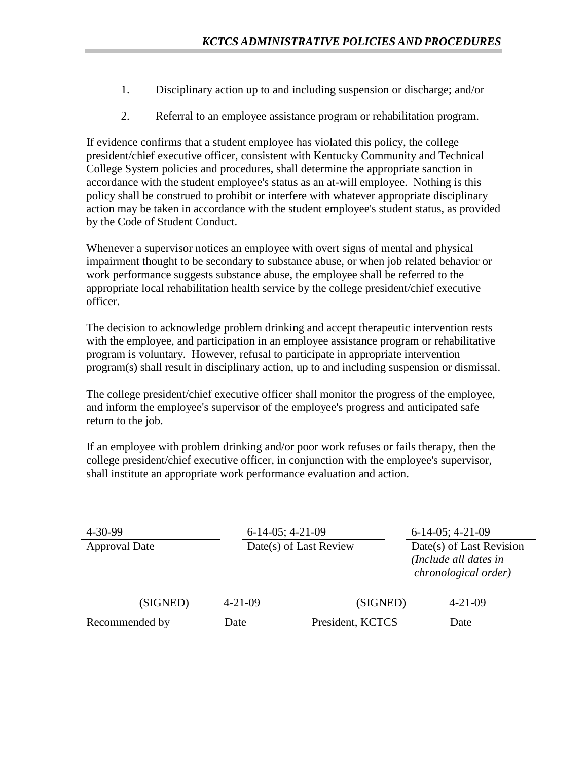1. Disciplinary action up to and including suspension or discharge; and/or

2. Referral to an employee assistance program or rehabilitation program.

If evidence confirms that a student employee has violated this policy, the college president/chief executive officer, consistent with Kentucky Community and Technical College System policies and procedures, shall determine the appropriate sanction in accordance with the student employee's status as an at-will employee. Nothing is this policy shall be construed to prohibit or interfere with whatever appropriate disciplinary action may be taken in accordance with the student employee's student status, as provided by the Code of Student Conduct.

Whenever a supervisor notices an employee with overt signs of mental and physical impairment thought to be secondary to substance abuse, or when job related behavior or work performance suggests substance abuse, the employee shall be referred to the appropriate local rehabilitation health service by the college president/chief executive officer.

The decision to acknowledge problem drinking and accept therapeutic intervention rests with the employee, and participation in an employee assistance program or rehabilitative program is voluntary. However, refusal to participate in appropriate intervention program(s) shall result in disciplinary action, up to and including suspension or dismissal.

The college president/chief executive officer shall monitor the progress of the employee, and inform the employee's supervisor of the employee's progress and anticipated safe return to the job.

If an employee with problem drinking and/or poor work refuses or fails therapy, then the college president/chief executive officer, in conjunction with the employee's supervisor, shall institute an appropriate work performance evaluation and action.

| 4-30-99 | 6-14-05; 4-21-09 | 6-14-05; 4-21-09 |
|---|---|---|
| Approval Date | Date(s) of Last Review | Date(s) of Last Revision *(Include all dates in chronological order)* |

| (SIGNED) | 4-21-09 | (SIGNED) | 4-21-09 |
|---|---|---|---|
| Recommended by | Date | President, KCTCS | Date |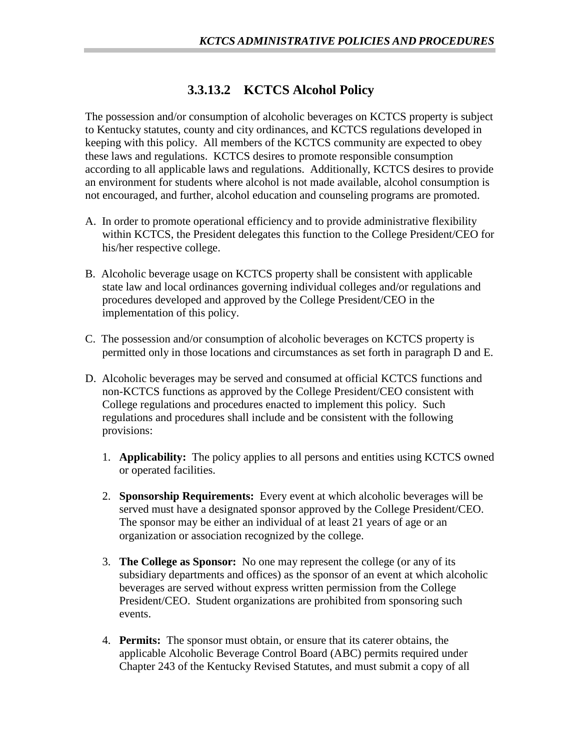# 3.3.13.2 KCTCS Alcohol Policy

The possession and/or consumption of alcoholic beverages on KCTCS property is subject to Kentucky statutes, county and city ordinances, and KCTCS regulations developed in keeping with this policy. All members of the KCTCS community are expected to obey these laws and regulations. KCTCS desires to promote responsible consumption according to all applicable laws and regulations. Additionally, KCTCS desires to provide an environment for students where alcohol is not made available, alcohol consumption is not encouraged, and further, alcohol education and counseling programs are promoted.

A. In order to promote operational efficiency and to provide administrative flexibility within KCTCS, the President delegates this function to the College President/CEO for his/her respective college.

B. Alcoholic beverage usage on KCTCS property shall be consistent with applicable state law and local ordinances governing individual colleges and/or regulations and procedures developed and approved by the College President/CEO in the implementation of this policy.

C. The possession and/or consumption of alcoholic beverages on KCTCS property is permitted only in those locations and circumstances as set forth in paragraph D and E.

D. Alcoholic beverages may be served and consumed at official KCTCS functions and non-KCTCS functions as approved by the College President/CEO consistent with College regulations and procedures enacted to implement this policy. Such regulations and procedures shall include and be consistent with the following provisions:

   1. **Applicability:** The policy applies to all persons and entities using KCTCS owned or operated facilities.

   2. **Sponsorship Requirements:** Every event at which alcoholic beverages will be served must have a designated sponsor approved by the College President/CEO. The sponsor may be either an individual of at least 21 years of age or an organization or association recognized by the college.

   3. **The College as Sponsor:** No one may represent the college (or any of its subsidiary departments and offices) as the sponsor of an event at which alcoholic beverages are served without express written permission from the College President/CEO. Student organizations are prohibited from sponsoring such events.

   4. **Permits:** The sponsor must obtain, or ensure that its caterer obtains, the applicable Alcoholic Beverage Control Board (ABC) permits required under Chapter 243 of the Kentucky Revised Statutes, and must submit a copy of all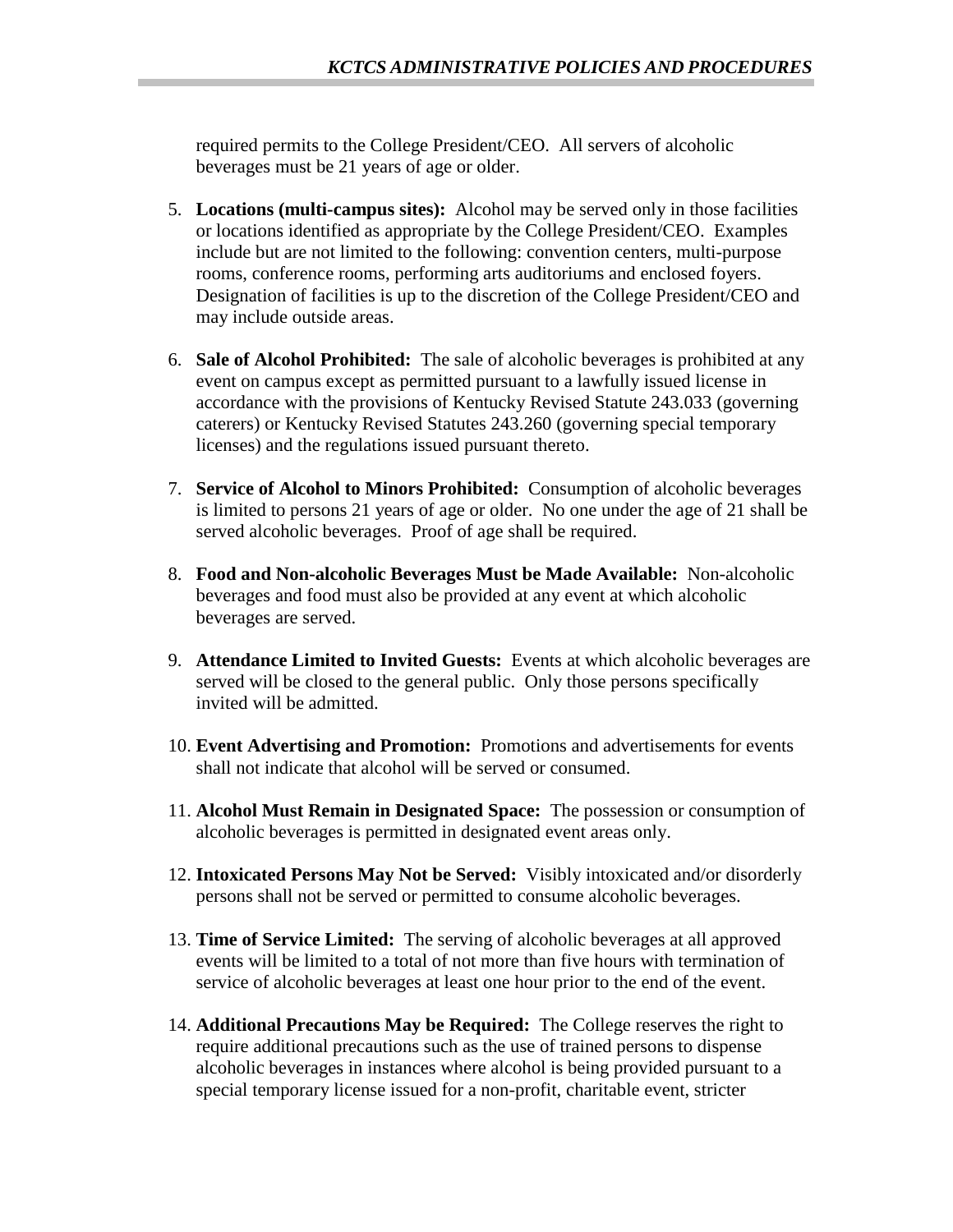required permits to the College President/CEO.  All servers of alcoholic beverages must be 21 years of age or older.

5. **Locations (multi-campus sites):** Alcohol may be served only in those facilities or locations identified as appropriate by the College President/CEO. Examples include but are not limited to the following: convention centers, multi-purpose rooms, conference rooms, performing arts auditoriums and enclosed foyers. Designation of facilities is up to the discretion of the College President/CEO and may include outside areas.

6. **Sale of Alcohol Prohibited:** The sale of alcoholic beverages is prohibited at any event on campus except as permitted pursuant to a lawfully issued license in accordance with the provisions of Kentucky Revised Statute 243.033 (governing caterers) or Kentucky Revised Statutes 243.260 (governing special temporary licenses) and the regulations issued pursuant thereto.

7. **Service of Alcohol to Minors Prohibited:** Consumption of alcoholic beverages is limited to persons 21 years of age or older. No one under the age of 21 shall be served alcoholic beverages. Proof of age shall be required.

8. **Food and Non-alcoholic Beverages Must be Made Available:** Non-alcoholic beverages and food must also be provided at any event at which alcoholic beverages are served.

9. **Attendance Limited to Invited Guests:** Events at which alcoholic beverages are served will be closed to the general public. Only those persons specifically invited will be admitted.

10. **Event Advertising and Promotion:** Promotions and advertisements for events shall not indicate that alcohol will be served or consumed.

11. **Alcohol Must Remain in Designated Space:** The possession or consumption of alcoholic beverages is permitted in designated event areas only.

12. **Intoxicated Persons May Not be Served:** Visibly intoxicated and/or disorderly persons shall not be served or permitted to consume alcoholic beverages.

13. **Time of Service Limited:** The serving of alcoholic beverages at all approved events will be limited to a total of not more than five hours with termination of service of alcoholic beverages at least one hour prior to the end of the event.

14. **Additional Precautions May be Required:** The College reserves the right to require additional precautions such as the use of trained persons to dispense alcoholic beverages in instances where alcohol is being provided pursuant to a special temporary license issued for a non-profit, charitable event, stricter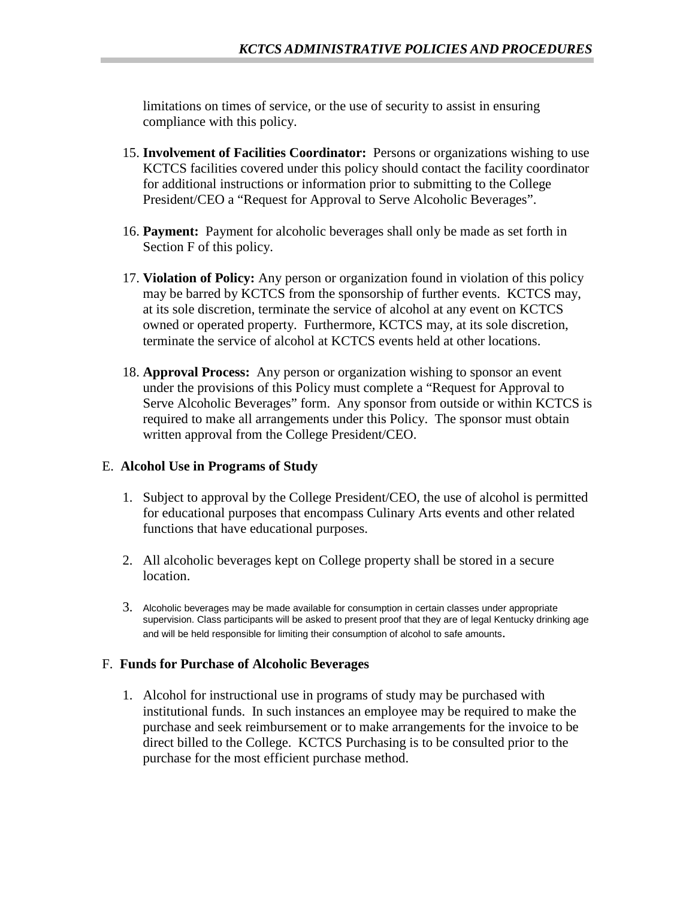limitations on times of service, or the use of security to assist in ensuring compliance with this policy.

15. **Involvement of Facilities Coordinator:** Persons or organizations wishing to use KCTCS facilities covered under this policy should contact the facility coordinator for additional instructions or information prior to submitting to the College President/CEO a "Request for Approval to Serve Alcoholic Beverages".

16. **Payment:** Payment for alcoholic beverages shall only be made as set forth in Section F of this policy.

17. **Violation of Policy:** Any person or organization found in violation of this policy may be barred by KCTCS from the sponsorship of further events. KCTCS may, at its sole discretion, terminate the service of alcohol at any event on KCTCS owned or operated property. Furthermore, KCTCS may, at its sole discretion, terminate the service of alcohol at KCTCS events held at other locations.

18. **Approval Process:** Any person or organization wishing to sponsor an event under the provisions of this Policy must complete a "Request for Approval to Serve Alcoholic Beverages" form. Any sponsor from outside or within KCTCS is required to make all arrangements under this Policy. The sponsor must obtain written approval from the College President/CEO.

E. **Alcohol Use in Programs of Study**

1. Subject to approval by the College President/CEO, the use of alcohol is permitted for educational purposes that encompass Culinary Arts events and other related functions that have educational purposes.

2. All alcoholic beverages kept on College property shall be stored in a secure location.

3. Alcoholic beverages may be made available for consumption in certain classes under appropriate supervision. Class participants will be asked to present proof that they are of legal Kentucky drinking age and will be held responsible for limiting their consumption of alcohol to safe amounts.

F. **Funds for Purchase of Alcoholic Beverages**

1. Alcohol for instructional use in programs of study may be purchased with institutional funds. In such instances an employee may be required to make the purchase and seek reimbursement or to make arrangements for the invoice to be direct billed to the College. KCTCS Purchasing is to be consulted prior to the purchase for the most efficient purchase method.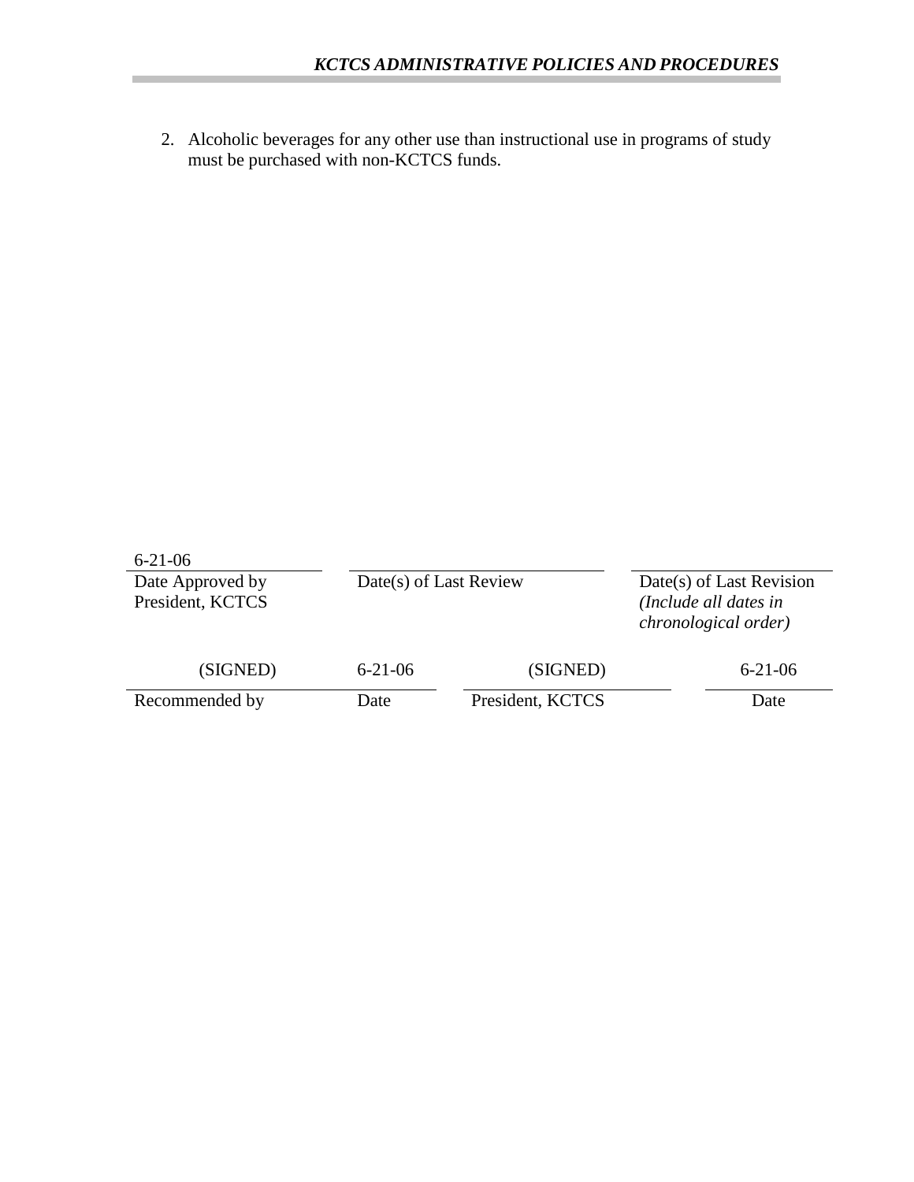2. Alcoholic beverages for any other use than instructional use in programs of study must be purchased with non-KCTCS funds.

| 6-21-06 | | |
|---|---|---|
| Date Approved by President, KCTCS | Date(s) of Last Review | Date(s) of Last Revision *(Include all dates in chronological order)* |

| (SIGNED) | 6-21-06 | (SIGNED) | 6-21-06 |
|---|---|---|---|
| Recommended by | Date | President, KCTCS | Date |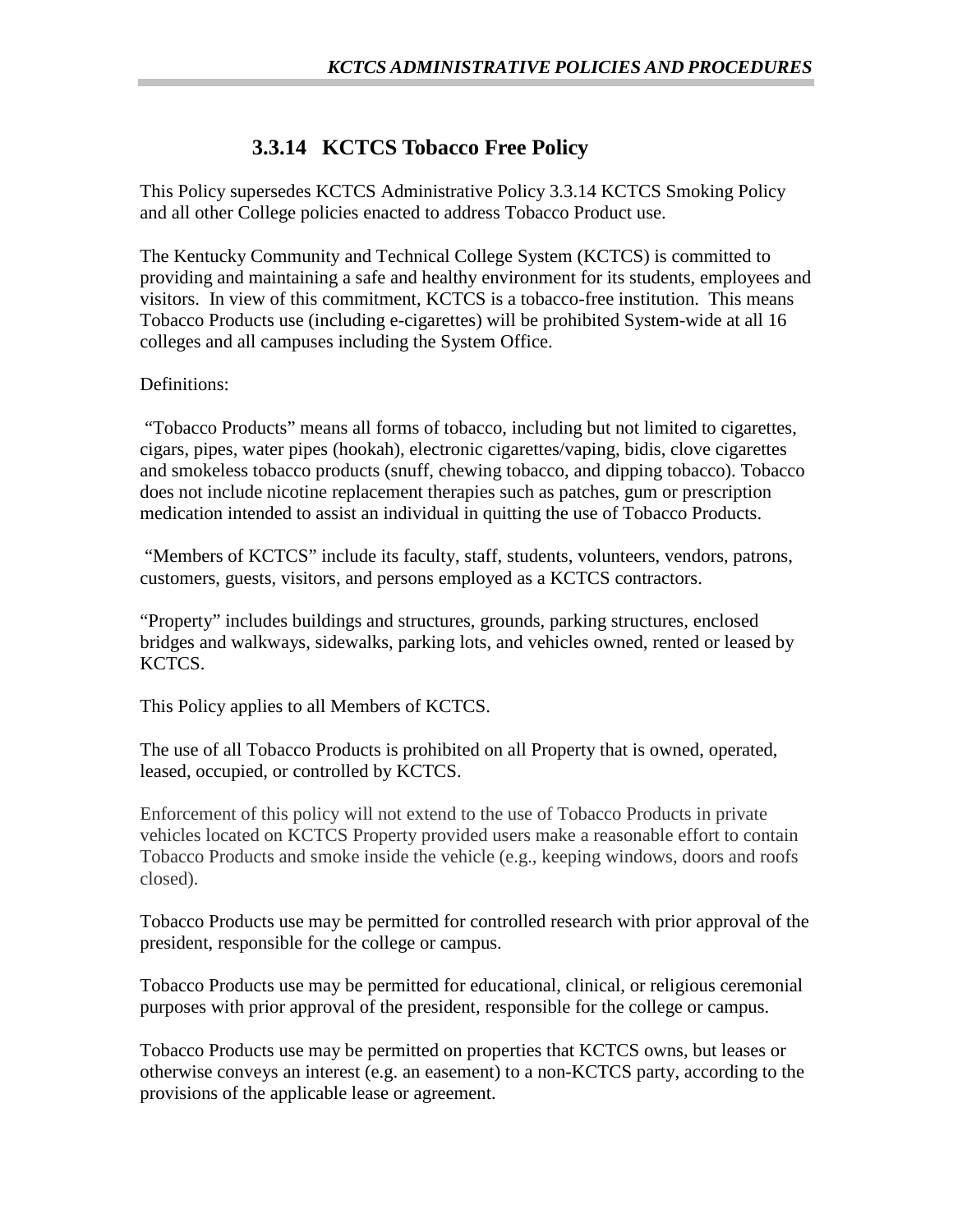## 3.3.14 KCTCS Tobacco Free Policy

This Policy supersedes KCTCS Administrative Policy 3.3.14 KCTCS Smoking Policy and all other College policies enacted to address Tobacco Product use.

The Kentucky Community and Technical College System (KCTCS) is committed to providing and maintaining a safe and healthy environment for its students, employees and visitors. In view of this commitment, KCTCS is a tobacco-free institution. This means Tobacco Products use (including e-cigarettes) will be prohibited System-wide at all 16 colleges and all campuses including the System Office.

Definitions:

"Tobacco Products" means all forms of tobacco, including but not limited to cigarettes, cigars, pipes, water pipes (hookah), electronic cigarettes/vaping, bidis, clove cigarettes and smokeless tobacco products (snuff, chewing tobacco, and dipping tobacco). Tobacco does not include nicotine replacement therapies such as patches, gum or prescription medication intended to assist an individual in quitting the use of Tobacco Products.

"Members of KCTCS" include its faculty, staff, students, volunteers, vendors, patrons, customers, guests, visitors, and persons employed as a KCTCS contractors.

"Property" includes buildings and structures, grounds, parking structures, enclosed bridges and walkways, sidewalks, parking lots, and vehicles owned, rented or leased by KCTCS.

This Policy applies to all Members of KCTCS.

The use of all Tobacco Products is prohibited on all Property that is owned, operated, leased, occupied, or controlled by KCTCS.

Enforcement of this policy will not extend to the use of Tobacco Products in private vehicles located on KCTCS Property provided users make a reasonable effort to contain Tobacco Products and smoke inside the vehicle (e.g., keeping windows, doors and roofs closed).

Tobacco Products use may be permitted for controlled research with prior approval of the president, responsible for the college or campus.

Tobacco Products use may be permitted for educational, clinical, or religious ceremonial purposes with prior approval of the president, responsible for the college or campus.

Tobacco Products use may be permitted on properties that KCTCS owns, but leases or otherwise conveys an interest (e.g. an easement) to a non-KCTCS party, according to the provisions of the applicable lease or agreement.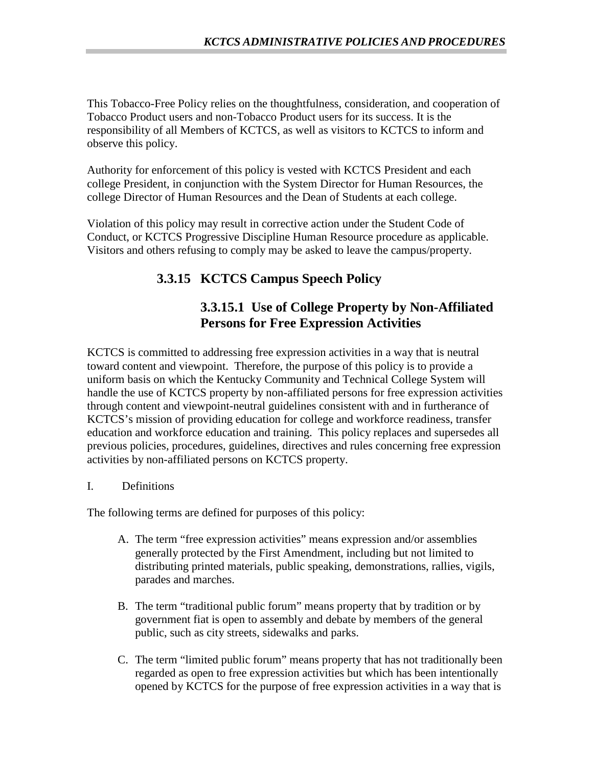This Tobacco-Free Policy relies on the thoughtfulness, consideration, and cooperation of Tobacco Product users and non-Tobacco Product users for its success. It is the responsibility of all Members of KCTCS, as well as visitors to KCTCS to inform and observe this policy.

Authority for enforcement of this policy is vested with KCTCS President and each college President, in conjunction with the System Director for Human Resources, the college Director of Human Resources and the Dean of Students at each college.

Violation of this policy may result in corrective action under the Student Code of Conduct, or KCTCS Progressive Discipline Human Resource procedure as applicable. Visitors and others refusing to comply may be asked to leave the campus/property.

## 3.3.15 KCTCS Campus Speech Policy

### 3.3.15.1 Use of College Property by Non-Affiliated Persons for Free Expression Activities

KCTCS is committed to addressing free expression activities in a way that is neutral toward content and viewpoint. Therefore, the purpose of this policy is to provide a uniform basis on which the Kentucky Community and Technical College System will handle the use of KCTCS property by non-affiliated persons for free expression activities through content and viewpoint-neutral guidelines consistent with and in furtherance of KCTCS's mission of providing education for college and workforce readiness, transfer education and workforce education and training. This policy replaces and supersedes all previous policies, procedures, guidelines, directives and rules concerning free expression activities by non-affiliated persons on KCTCS property.

I. Definitions

The following terms are defined for purposes of this policy:

A. The term "free expression activities" means expression and/or assemblies generally protected by the First Amendment, including but not limited to distributing printed materials, public speaking, demonstrations, rallies, vigils, parades and marches.

B. The term "traditional public forum" means property that by tradition or by government fiat is open to assembly and debate by members of the general public, such as city streets, sidewalks and parks.

C. The term "limited public forum" means property that has not traditionally been regarded as open to free expression activities but which has been intentionally opened by KCTCS for the purpose of free expression activities in a way that is